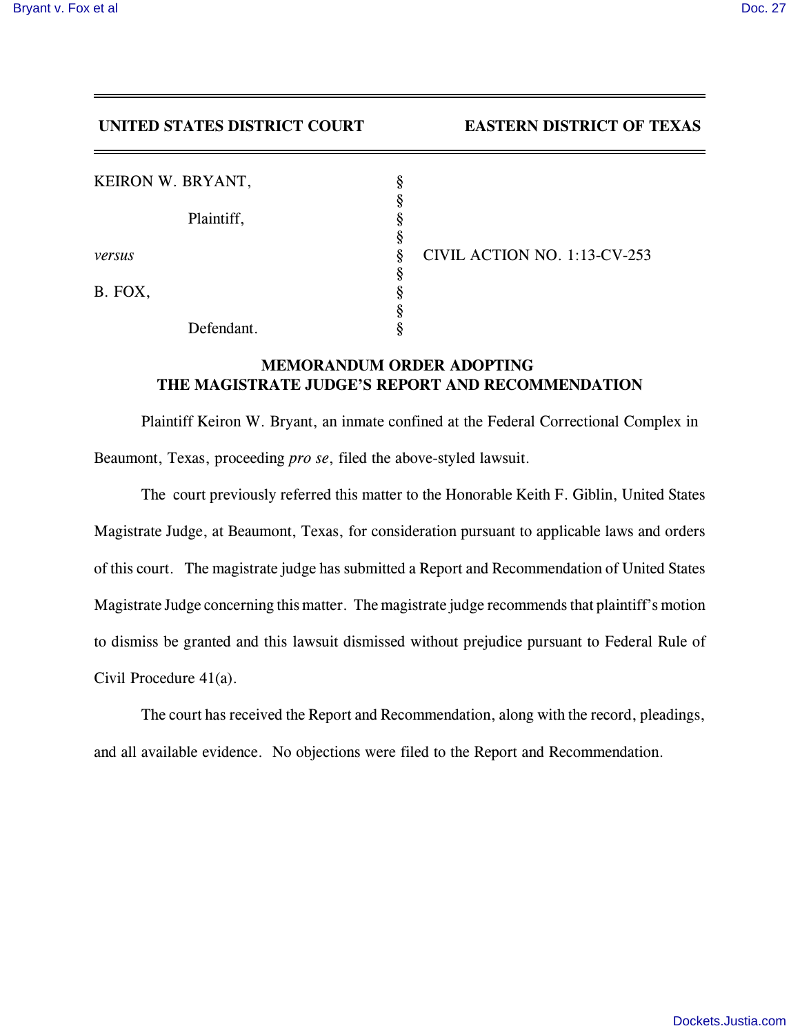**UNITED STATES DISTRICT COURT** **EASTERN DISTRICT OF TEXAS**

| | | |
|---|---|---|
| KEIRON W. BRYANT, | § | |
| | § | |
| Plaintiff, | § | |
| | § | |
| *versus* | § | CIVIL ACTION NO. 1:13-CV-253 |
| | § | |
| B. FOX, | § | |
| | § | |
| Defendant. | § | |

## MEMORANDUM ORDER ADOPTING THE MAGISTRATE JUDGE'S REPORT AND RECOMMENDATION

Plaintiff Keiron W. Bryant, an inmate confined at the Federal Correctional Complex in Beaumont, Texas, proceeding *pro se*, filed the above-styled lawsuit.

The court previously referred this matter to the Honorable Keith F. Giblin, United States Magistrate Judge, at Beaumont, Texas, for consideration pursuant to applicable laws and orders of this court. The magistrate judge has submitted a Report and Recommendation of United States Magistrate Judge concerning this matter. The magistrate judge recommends that plaintiff's motion to dismiss be granted and this lawsuit dismissed without prejudice pursuant to Federal Rule of Civil Procedure 41(a).

The court has received the Report and Recommendation, along with the record, pleadings, and all available evidence. No objections were filed to the Report and Recommendation.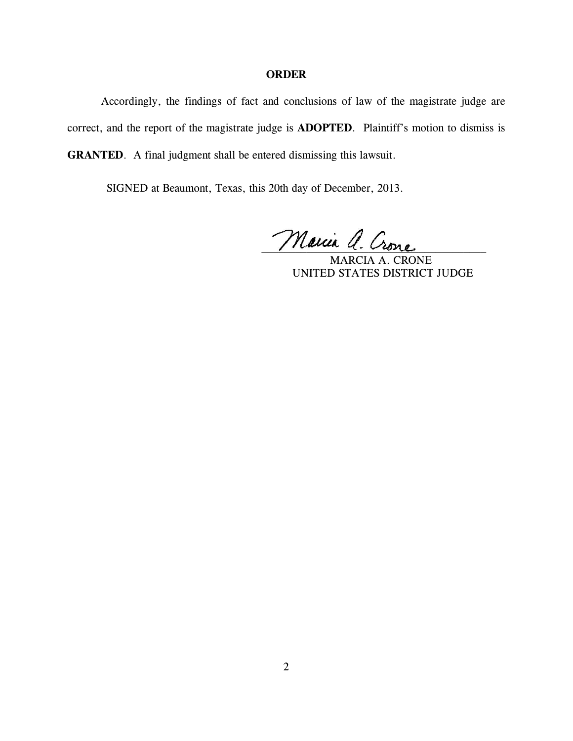**ORDER**

Accordingly, the findings of fact and conclusions of law of the magistrate judge are correct, and the report of the magistrate judge is **ADOPTED**. Plaintiff's motion to dismiss is **GRANTED**. A final judgment shall be entered dismissing this lawsuit.

SIGNED at Beaumont, Texas, this 20th day of December, 2013.

Marcia A. Crone

MARCIA A. CRONE
UNITED STATES DISTRICT JUDGE